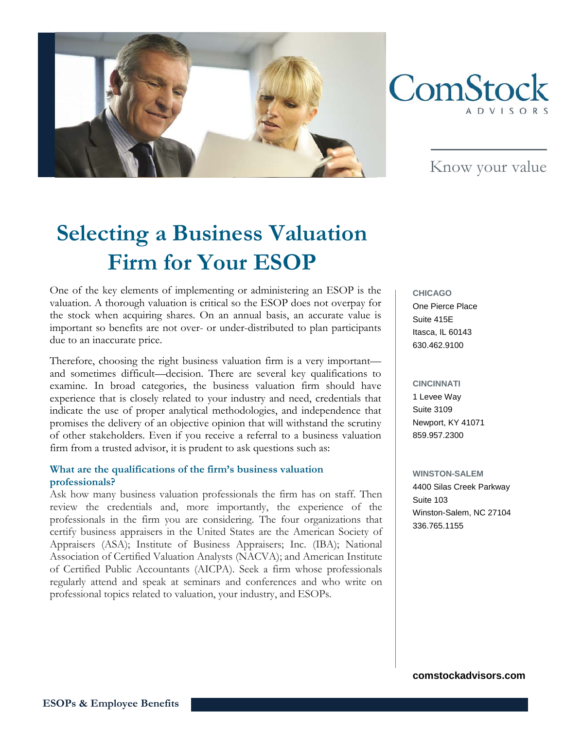ComStock

ADVISORS

Know your value

# Selecting a Business Valuation Firm for Your ESOP

One of the key elements of implementing or administering an ESOP is the valuation. A thorough valuation is critical so the ESOP does not overpay for the stock when acquiring shares. On an annual basis, an accurate value is important so benefits are not over- or under-distributed to plan participants due to an inaccurate price.

Therefore, choosing the right business valuation firm is a very important—and sometimes difficult—decision. There are several key qualifications to examine. In broad categories, the business valuation firm should have experience that is closely related to your industry and need, credentials that indicate the use of proper analytical methodologies, and independence that promises the delivery of an objective opinion that will withstand the scrutiny of other stakeholders. Even if you receive a referral to a business valuation firm from a trusted advisor, it is prudent to ask questions such as:

### What are the qualifications of the firm's business valuation professionals?

Ask how many business valuation professionals the firm has on staff. Then review the credentials and, more importantly, the experience of the professionals in the firm you are considering. The four organizations that certify business appraisers in the United States are the American Society of Appraisers (ASA); Institute of Business Appraisers; Inc. (IBA); National Association of Certified Valuation Analysts (NACVA); and American Institute of Certified Public Accountants (AICPA). Seek a firm whose professionals regularly attend and speak at seminars and conferences and who write on professional topics related to valuation, your industry, and ESOPs.

**CHICAGO**
One Pierce Place
Suite 415E
Itasca, IL 60143
630.462.9100

**CINCINNATI**
1 Levee Way
Suite 3109
Newport, KY 41071
859.957.2300

**WINSTON-SALEM**
4400 Silas Creek Parkway
Suite 103
Winston-Salem, NC 27104
336.765.1155

**comstockadvisors.com**

**ESOPs & Employee Benefits**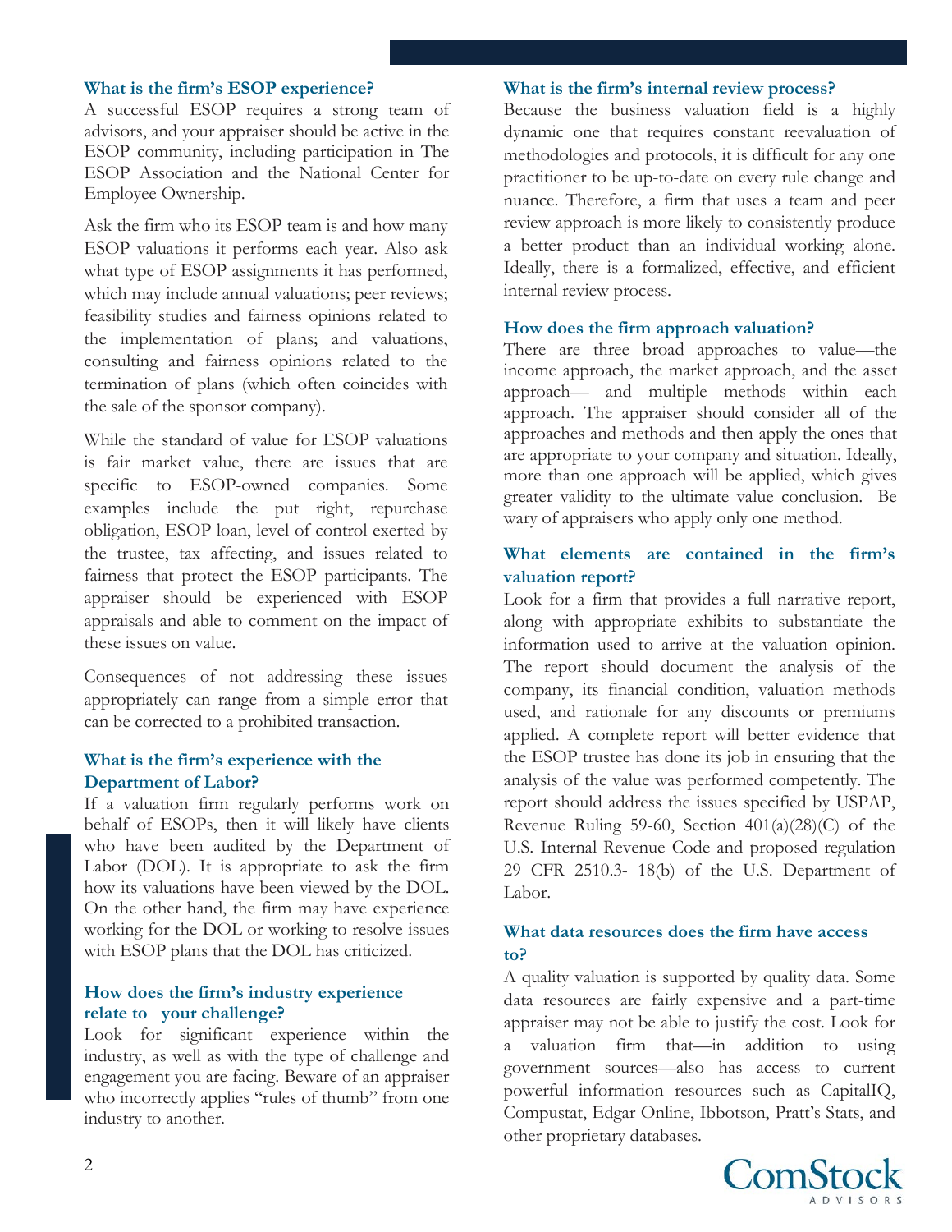### What is the firm's ESOP experience?

A successful ESOP requires a strong team of advisors, and your appraiser should be active in the ESOP community, including participation in The ESOP Association and the National Center for Employee Ownership.

Ask the firm who its ESOP team is and how many ESOP valuations it performs each year. Also ask what type of ESOP assignments it has performed, which may include annual valuations; peer reviews; feasibility studies and fairness opinions related to the implementation of plans; and valuations, consulting and fairness opinions related to the termination of plans (which often coincides with the sale of the sponsor company).

While the standard of value for ESOP valuations is fair market value, there are issues that are specific to ESOP-owned companies. Some examples include the put right, repurchase obligation, ESOP loan, level of control exerted by the trustee, tax affecting, and issues related to fairness that protect the ESOP participants. The appraiser should be experienced with ESOP appraisals and able to comment on the impact of these issues on value.

Consequences of not addressing these issues appropriately can range from a simple error that can be corrected to a prohibited transaction.

### What is the firm's experience with the Department of Labor?

If a valuation firm regularly performs work on behalf of ESOPs, then it will likely have clients who have been audited by the Department of Labor (DOL). It is appropriate to ask the firm how its valuations have been viewed by the DOL. On the other hand, the firm may have experience working for the DOL or working to resolve issues with ESOP plans that the DOL has criticized.

### How does the firm's industry experience relate to your challenge?

Look for significant experience within the industry, as well as with the type of challenge and engagement you are facing. Beware of an appraiser who incorrectly applies "rules of thumb" from one industry to another.

### What is the firm's internal review process?

Because the business valuation field is a highly dynamic one that requires constant reevaluation of methodologies and protocols, it is difficult for any one practitioner to be up-to-date on every rule change and nuance. Therefore, a firm that uses a team and peer review approach is more likely to consistently produce a better product than an individual working alone. Ideally, there is a formalized, effective, and efficient internal review process.

### How does the firm approach valuation?

There are three broad approaches to value—the income approach, the market approach, and the asset approach— and multiple methods within each approach. The appraiser should consider all of the approaches and methods and then apply the ones that are appropriate to your company and situation. Ideally, more than one approach will be applied, which gives greater validity to the ultimate value conclusion. Be wary of appraisers who apply only one method.

### What elements are contained in the firm's valuation report?

Look for a firm that provides a full narrative report, along with appropriate exhibits to substantiate the information used to arrive at the valuation opinion. The report should document the analysis of the company, its financial condition, valuation methods used, and rationale for any discounts or premiums applied. A complete report will better evidence that the ESOP trustee has done its job in ensuring that the analysis of the value was performed competently. The report should address the issues specified by USPAP, Revenue Ruling 59-60, Section 401(a)(28)(C) of the U.S. Internal Revenue Code and proposed regulation 29 CFR 2510.3- 18(b) of the U.S. Department of Labor.

### What data resources does the firm have access to?

A quality valuation is supported by quality data. Some data resources are fairly expensive and a part-time appraiser may not be able to justify the cost. Look for a valuation firm that—in addition to using government sources—also has access to current powerful information resources such as CapitalIQ, Compustat, Edgar Online, Ibbotson, Pratt's Stats, and other proprietary databases.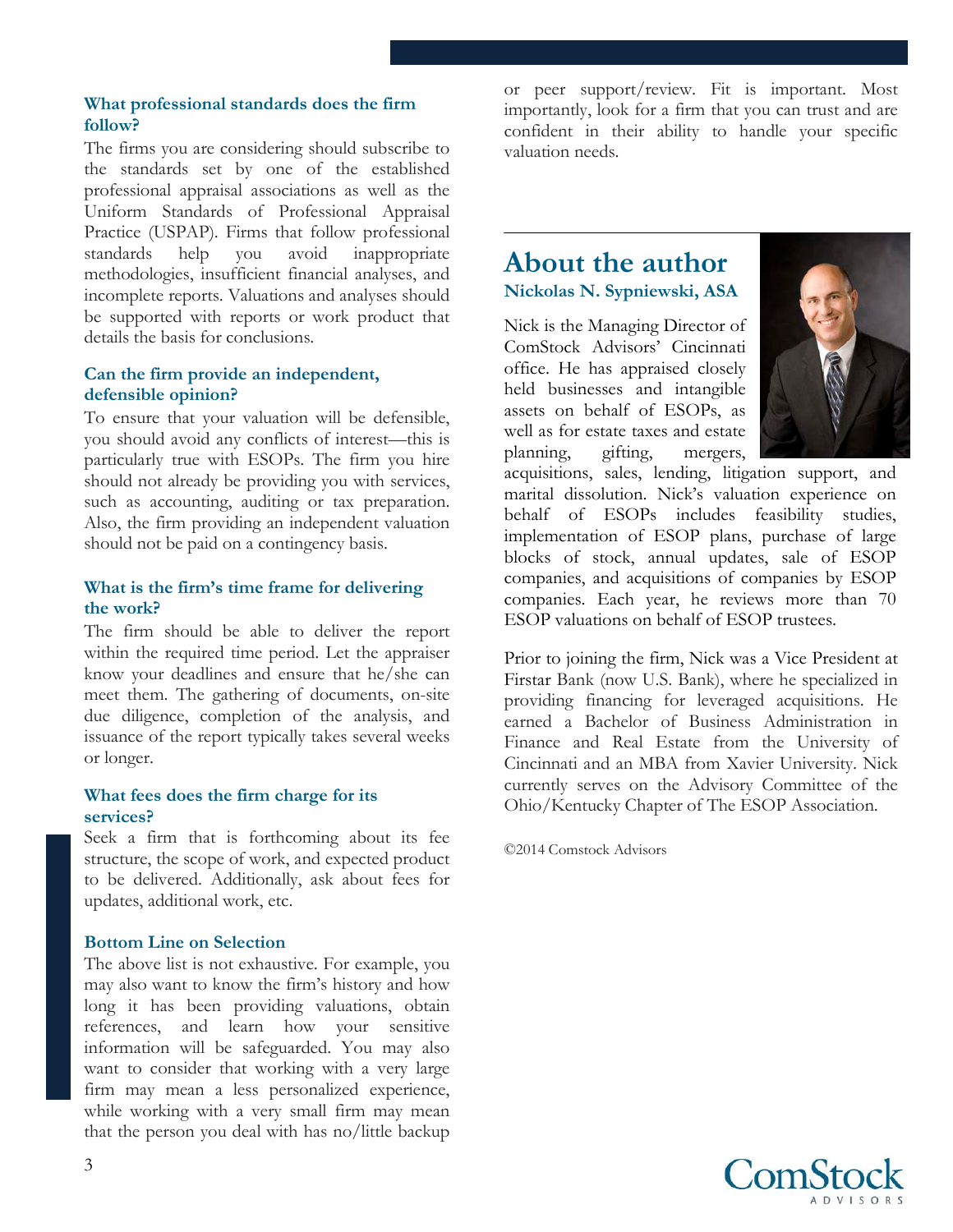### What professional standards does the firm follow?

The firms you are considering should subscribe to the standards set by one of the established professional appraisal associations as well as the Uniform Standards of Professional Appraisal Practice (USPAP). Firms that follow professional standards help you avoid inappropriate methodologies, insufficient financial analyses, and incomplete reports. Valuations and analyses should be supported with reports or work product that details the basis for conclusions.

### Can the firm provide an independent, defensible opinion?

To ensure that your valuation will be defensible, you should avoid any conflicts of interest—this is particularly true with ESOPs. The firm you hire should not already be providing you with services, such as accounting, auditing or tax preparation. Also, the firm providing an independent valuation should not be paid on a contingency basis.

### What is the firm's time frame for delivering the work?

The firm should be able to deliver the report within the required time period. Let the appraiser know your deadlines and ensure that he/she can meet them. The gathering of documents, on-site due diligence, completion of the analysis, and issuance of the report typically takes several weeks or longer.

### What fees does the firm charge for its services?

Seek a firm that is forthcoming about its fee structure, the scope of work, and expected product to be delivered. Additionally, ask about fees for updates, additional work, etc.

### Bottom Line on Selection

The above list is not exhaustive. For example, you may also want to know the firm's history and how long it has been providing valuations, obtain references, and learn how your sensitive information will be safeguarded. You may also want to consider that working with a very large firm may mean a less personalized experience, while working with a very small firm may mean that the person you deal with has no/little backup or peer support/review. Fit is important. Most importantly, look for a firm that you can trust and are confident in their ability to handle your specific valuation needs.

## About the author

**Nickolas N. Sypniewski, ASA**

Nick is the Managing Director of ComStock Advisors' Cincinnati office. He has appraised closely held businesses and intangible assets on behalf of ESOPs, as well as for estate taxes and estate planning, gifting, mergers, acquisitions, sales, lending, litigation support, and marital dissolution. Nick's valuation experience on behalf of ESOPs includes feasibility studies, implementation of ESOP plans, purchase of large blocks of stock, annual updates, sale of ESOP companies, and acquisitions of companies by ESOP companies. Each year, he reviews more than 70 ESOP valuations on behalf of ESOP trustees.

Prior to joining the firm, Nick was a Vice President at Firstar Bank (now U.S. Bank), where he specialized in providing financing for leveraged acquisitions. He earned a Bachelor of Business Administration in Finance and Real Estate from the University of Cincinnati and an MBA from Xavier University. Nick currently serves on the Advisory Committee of the Ohio/Kentucky Chapter of The ESOP Association.

©2014 Comstock Advisors